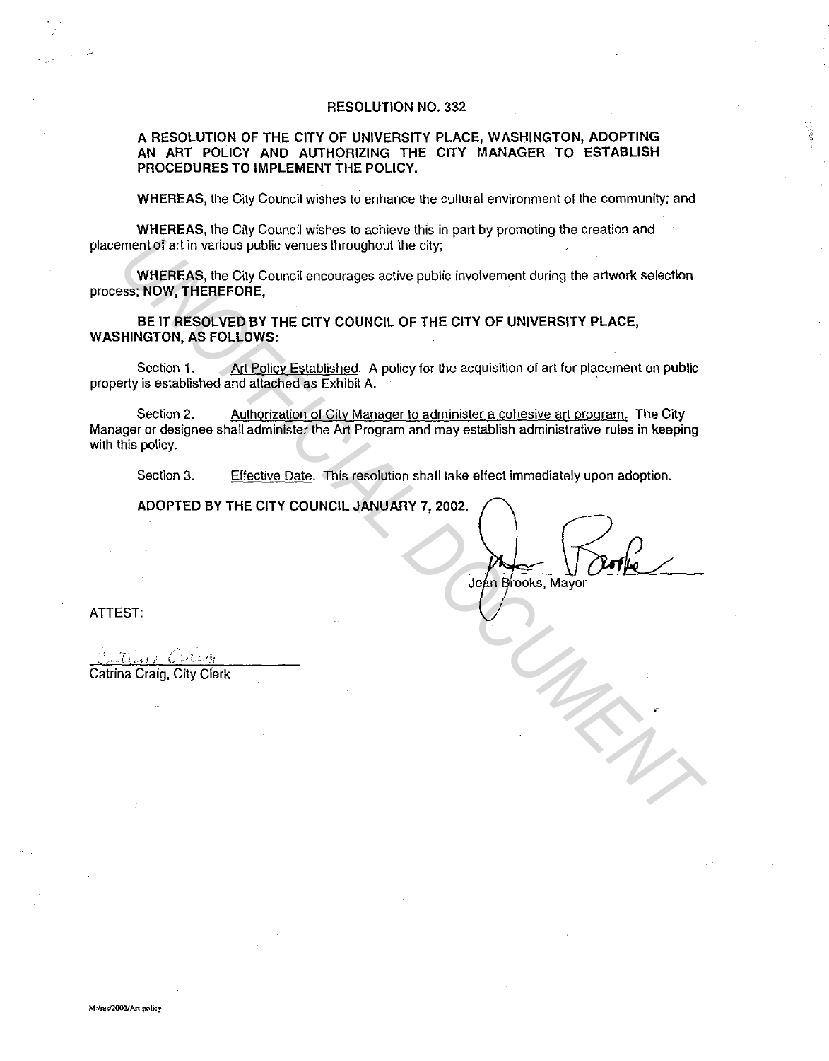# RESOLUTION NO. 332

**A RESOLUTION OF THE CITY OF UNIVERSITY PLACE, WASHINGTON, ADOPTING AN ART POLICY AND AUTHORIZING THE CITY MANAGER TO ESTABLISH PROCEDURES TO IMPLEMENT THE POLICY.**

**WHEREAS,** the City Council wishes to enhance the cultural environment of the community; and

**WHEREAS,** the City Council wishes to achieve this in part by promoting the creation and placement of art in various public venues throughout the city;

**WHEREAS,** the City Council encourages active public involvement during the artwork selection process; **NOW, THEREFORE,**

**BE IT RESOLVED BY THE CITY COUNCIL OF THE CITY OF UNIVERSITY PLACE, WASHINGTON, AS FOLLOWS:**

Section 1. Art Policy Established. A policy for the acquisition of art for placement on public property is established and attached as Exhibit A.

Section 2. Authorization of City Manager to administer a cohesive art program. The City Manager or designee shall administer the Art Program and may establish administrative rules in keeping with this policy.

Section 3. Effective Date. This resolution shall take effect immediately upon adoption.

**ADOPTED BY THE CITY COUNCIL JANUARY 7, 2002.**

Jean Brooks, Mayor

ATTEST:

Catrina Craig, City Clerk

M:/res/2002/Art policy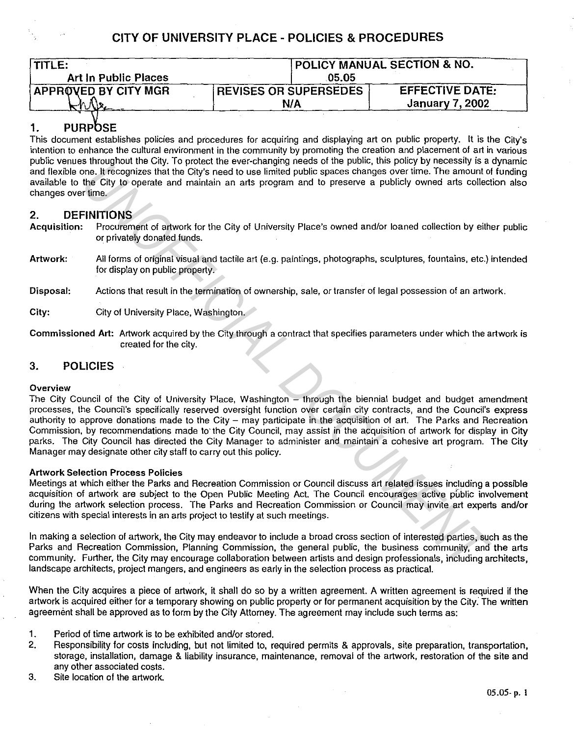# CITY OF UNIVERSITY PLACE - POLICIES & PROCEDURES

| TITLE: Art In Public Places | | POLICY MANUAL SECTION & NO. 05.05 |
|---|---|---|
| APPROVED BY CITY MGR | REVISES OR SUPERSEDES N/A | EFFECTIVE DATE: January 7, 2002 |

## 1. PURPOSE

This document establishes policies and procedures for acquiring and displaying art on public property. It is the City's intention to enhance the cultural environment in the community by promoting the creation and placement of art in various public venues throughout the City. To protect the ever-changing needs of the public, this policy by necessity is a dynamic and flexible one. It recognizes that the City's need to use limited public spaces changes over time. The amount of funding available to the City to operate and maintain an arts program and to preserve a publicly owned arts collection also changes over time.

## 2. DEFINITIONS

**Acquisition:** Procurement of artwork for the City of University Place's owned and/or loaned collection by either public or privately donated funds.

**Artwork:** All forms of original visual and tactile art (e.g. paintings, photographs, sculptures, fountains, etc.) intended for display on public property.

**Disposal:** Actions that result in the termination of ownership, sale, or transfer of legal possession of an artwork.

**City:** City of University Place, Washington.

**Commissioned Art:** Artwork acquired by the City through a contract that specifies parameters under which the artwork is created for the city.

## 3. POLICIES

### Overview

The City Council of the City of University Place, Washington – through the biennial budget and budget amendment processes, the Council's specifically reserved oversight function over certain city contracts, and the Council's express authority to approve donations made to the City – may participate in the acquisition of art. The Parks and Recreation Commission, by recommendations made to the City Council, may assist in the acquisition of artwork for display in City parks. The City Council has directed the City Manager to administer and maintain a cohesive art program. The City Manager may designate other city staff to carry out this policy.

### Artwork Selection Process Policies

Meetings at which either the Parks and Recreation Commission or Council discuss art related issues including a possible acquisition of artwork are subject to the Open Public Meeting Act. The Council encourages active public involvement during the artwork selection process. The Parks and Recreation Commission or Council may invite art experts and/or citizens with special interests in an arts project to testify at such meetings.

In making a selection of artwork, the City may endeavor to include a broad cross section of interested parties, such as the Parks and Recreation Commission, Planning Commission, the general public, the business community, and the arts community. Further, the City may encourage collaboration between artists and design professionals, including architects, landscape architects, project mangers, and engineers as early in the selection process as practical.

When the City acquires a piece of artwork, it shall do so by a written agreement. A written agreement is required if the artwork is acquired either for a temporary showing on public property or for permanent acquisition by the City. The written agreement shall be approved as to form by the City Attorney. The agreement may include such terms as:

1. Period of time artwork is to be exhibited and/or stored.
2. Responsibility for costs including, but not limited to, required permits & approvals, site preparation, transportation, storage, installation, damage & liability insurance, maintenance, removal of the artwork, restoration of the site and any other associated costs.
3. Site location of the artwork.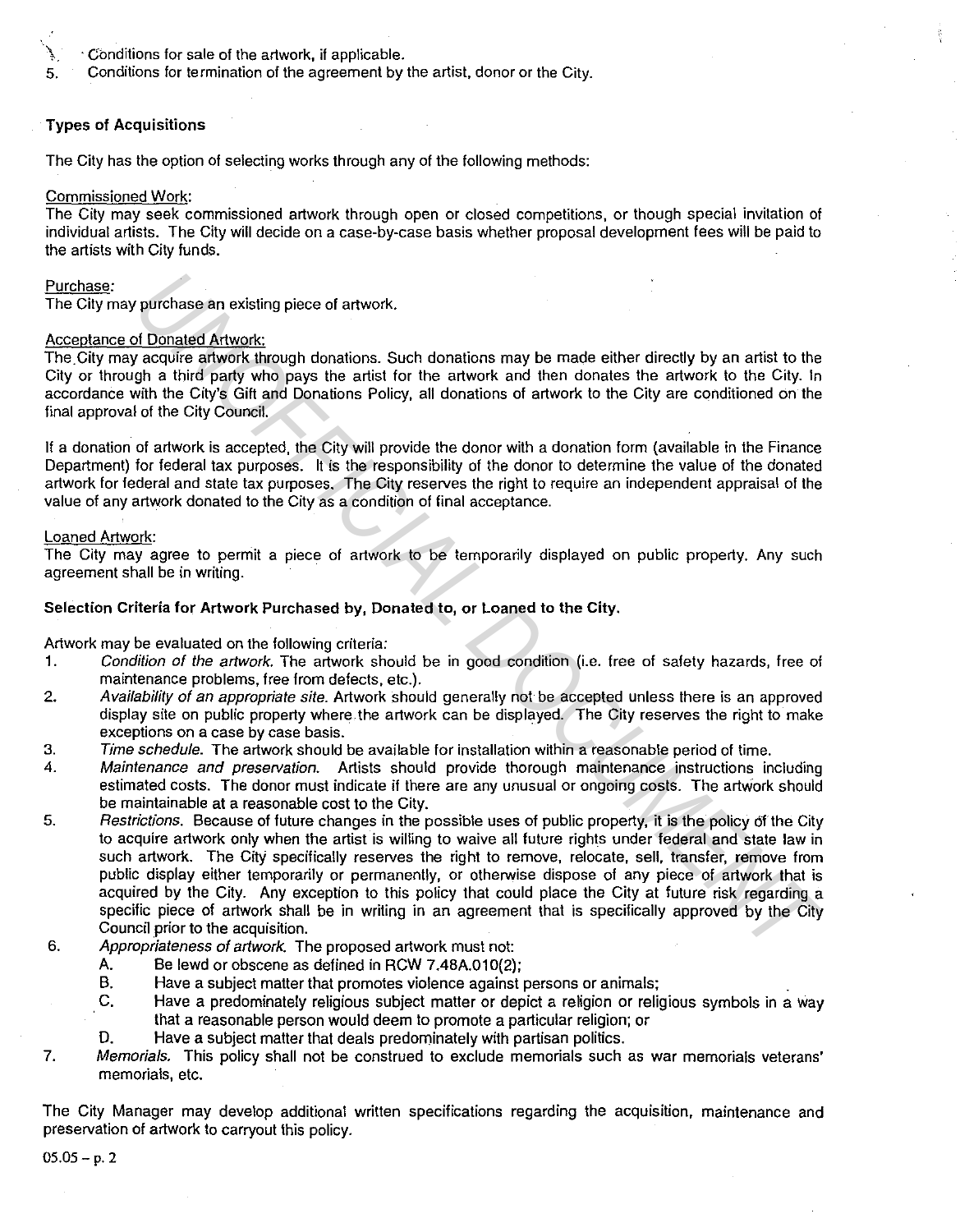4. Conditions for sale of the artwork, if applicable.
5. Conditions for termination of the agreement by the artist, donor or the City.

**Types of Acquisitions**

The City has the option of selecting works through any of the following methods:

Commissioned Work:
The City may seek commissioned artwork through open or closed competitions, or though special invitation of individual artists. The City will decide on a case-by-case basis whether proposal development fees will be paid to the artists with City funds.

Purchase:
The City may purchase an existing piece of artwork.

Acceptance of Donated Artwork:
The City may acquire artwork through donations. Such donations may be made either directly by an artist to the City or through a third party who pays the artist for the artwork and then donates the artwork to the City. In accordance with the City's Gift and Donations Policy, all donations of artwork to the City are conditioned on the final approval of the City Council.

If a donation of artwork is accepted, the City will provide the donor with a donation form (available in the Finance Department) for federal tax purposes. It is the responsibility of the donor to determine the value of the donated artwork for federal and state tax purposes. The City reserves the right to require an independent appraisal of the value of any artwork donated to the City as a condition of final acceptance.

Loaned Artwork:
The City may agree to permit a piece of artwork to be temporarily displayed on public property. Any such agreement shall be in writing.

**Selection Criteria for Artwork Purchased by, Donated to, or Loaned to the City.**

Artwork may be evaluated on the following criteria:

1. *Condition of the artwork.* The artwork should be in good condition (i.e. free of safety hazards, free of maintenance problems, free from defects, etc.).
2. *Availability of an appropriate site.* Artwork should generally not be accepted unless there is an approved display site on public property where the artwork can be displayed. The City reserves the right to make exceptions on a case by case basis.
3. *Time schedule.* The artwork should be available for installation within a reasonable period of time.
4. *Maintenance and preservation.* Artists should provide thorough maintenance instructions including estimated costs. The donor must indicate if there are any unusual or ongoing costs. The artwork should be maintainable at a reasonable cost to the City.
5. *Restrictions.* Because of future changes in the possible uses of public property, it is the policy of the City to acquire artwork only when the artist is willing to waive all future rights under federal and state law in such artwork. The City specifically reserves the right to remove, relocate, sell, transfer, remove from public display either temporarily or permanently, or otherwise dispose of any piece of artwork that is acquired by the City. Any exception to this policy that could place the City at future risk regarding a specific piece of artwork shall be in writing in an agreement that is specifically approved by the City Council prior to the acquisition.
6. *Appropriateness of artwork.* The proposed artwork must not:
   A. Be lewd or obscene as defined in RCW 7.48A.010(2);
   B. Have a subject matter that promotes violence against persons or animals;
   C. Have a predominately religious subject matter or depict a religion or religious symbols in a way that a reasonable person would deem to promote a particular religion; or
   D. Have a subject matter that deals predominately with partisan politics.
7. *Memorials.* This policy shall not be construed to exclude memorials such as war memorials veterans' memorials, etc.

The City Manager may develop additional written specifications regarding the acquisition, maintenance and preservation of artwork to carryout this policy.